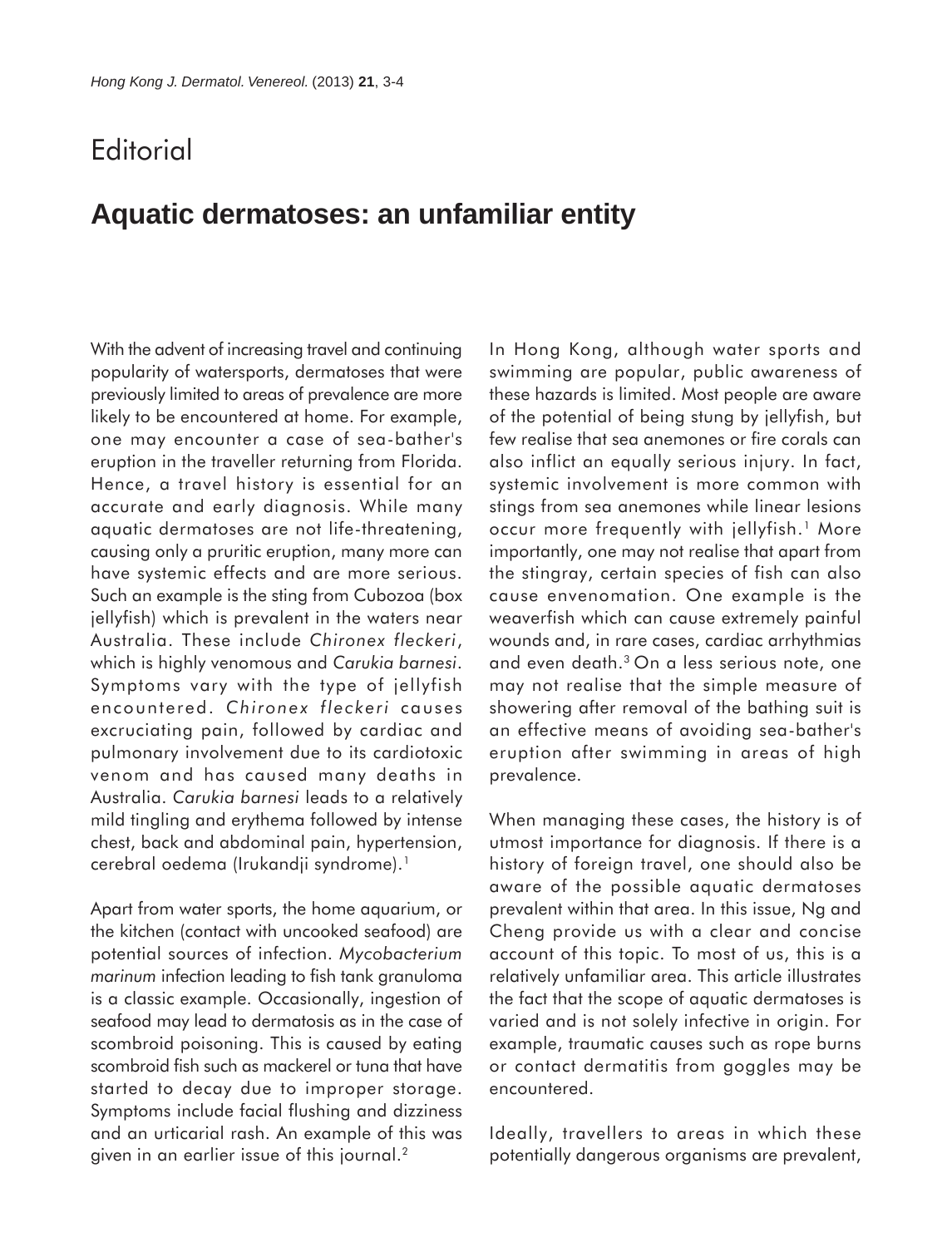# Editorial

## Aquatic dermatoses: an unfamiliar entity

With the advent of increasing travel and continuing popularity of watersports, dermatoses that were previously limited to areas of prevalence are more likely to be encountered at home. For example, one may encounter a case of sea-bather's eruption in the traveller returning from Florida. Hence, a travel history is essential for an accurate and early diagnosis. While many aquatic dermatoses are not life-threatening, causing only a pruritic eruption, many more can have systemic effects and are more serious. Such an example is the sting from Cubozoa (box jellyfish) which is prevalent in the waters near Australia. These include *Chironex fleckeri*, which is highly venomous and *Carukia barnesi*. Symptoms vary with the type of jellyfish encountered. *Chironex fleckeri* causes excruciating pain, followed by cardiac and pulmonary involvement due to its cardiotoxic venom and has caused many deaths in Australia. *Carukia barnesi* leads to a relatively mild tingling and erythema followed by intense chest, back and abdominal pain, hypertension, cerebral oedema (Irukandji syndrome).[1]

Apart from water sports, the home aquarium, or the kitchen (contact with uncooked seafood) are potential sources of infection. *Mycobacterium marinum* infection leading to fish tank granuloma is a classic example. Occasionally, ingestion of seafood may lead to dermatosis as in the case of scombroid poisoning. This is caused by eating scombroid fish such as mackerel or tuna that have started to decay due to improper storage. Symptoms include facial flushing and dizziness and an urticarial rash. An example of this was given in an earlier issue of this journal.[2]

In Hong Kong, although water sports and swimming are popular, public awareness of these hazards is limited. Most people are aware of the potential of being stung by jellyfish, but few realise that sea anemones or fire corals can also inflict an equally serious injury. In fact, systemic involvement is more common with stings from sea anemones while linear lesions occur more frequently with jellyfish.[1] More importantly, one may not realise that apart from the stingray, certain species of fish can also cause envenomation. One example is the weaverfish which can cause extremely painful wounds and, in rare cases, cardiac arrhythmias and even death.[3] On a less serious note, one may not realise that the simple measure of showering after removal of the bathing suit is an effective means of avoiding sea-bather's eruption after swimming in areas of high prevalence.

When managing these cases, the history is of utmost importance for diagnosis. If there is a history of foreign travel, one should also be aware of the possible aquatic dermatoses prevalent within that area. In this issue, Ng and Cheng provide us with a clear and concise account of this topic. To most of us, this is a relatively unfamiliar area. This article illustrates the fact that the scope of aquatic dermatoses is varied and is not solely infective in origin. For example, traumatic causes such as rope burns or contact dermatitis from goggles may be encountered.

Ideally, travellers to areas in which these potentially dangerous organisms are prevalent,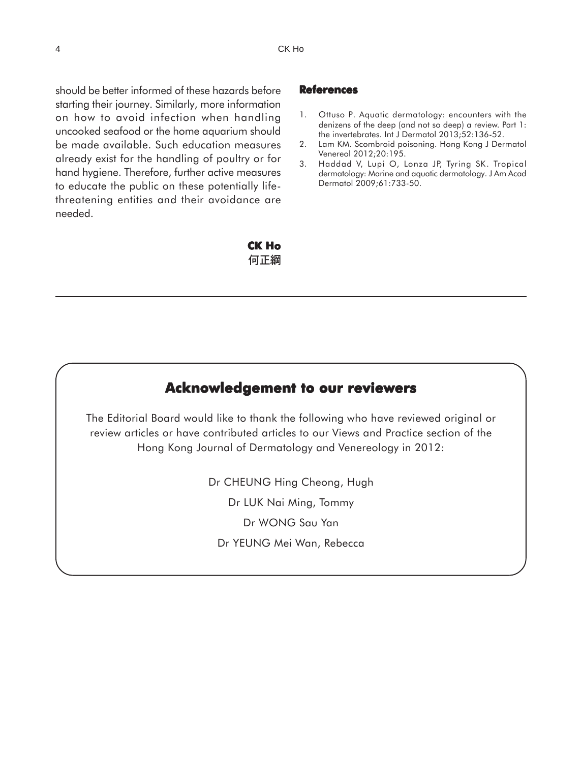should be better informed of these hazards before starting their journey. Similarly, more information on how to avoid infection when handling uncooked seafood or the home aquarium should be made available. Such education measures already exist for the handling of poultry or for hand hygiene. Therefore, further active measures to educate the public on these potentially life-threatening entities and their avoidance are needed.

**CK Ho**
**何正綱**

## References

1. Ottuso P. Aquatic dermatology: encounters with the denizens of the deep (and not so deep) a review. Part 1: the invertebrates. Int J Dermatol 2013;52:136-52.
2. Lam KM. Scombroid poisoning. Hong Kong J Dermatol Venereol 2012;20:195.
3. Haddad V, Lupi O, Lonza JP, Tyring SK. Tropical dermatology: Marine and aquatic dermatology. J Am Acad Dermatol 2009;61:733-50.

---

## Acknowledgement to our reviewers

The Editorial Board would like to thank the following who have reviewed original or review articles or have contributed articles to our Views and Practice section of the Hong Kong Journal of Dermatology and Venereology in 2012:

Dr CHEUNG Hing Cheong, Hugh

Dr LUK Nai Ming, Tommy

Dr WONG Sau Yan

Dr YEUNG Mei Wan, Rebecca